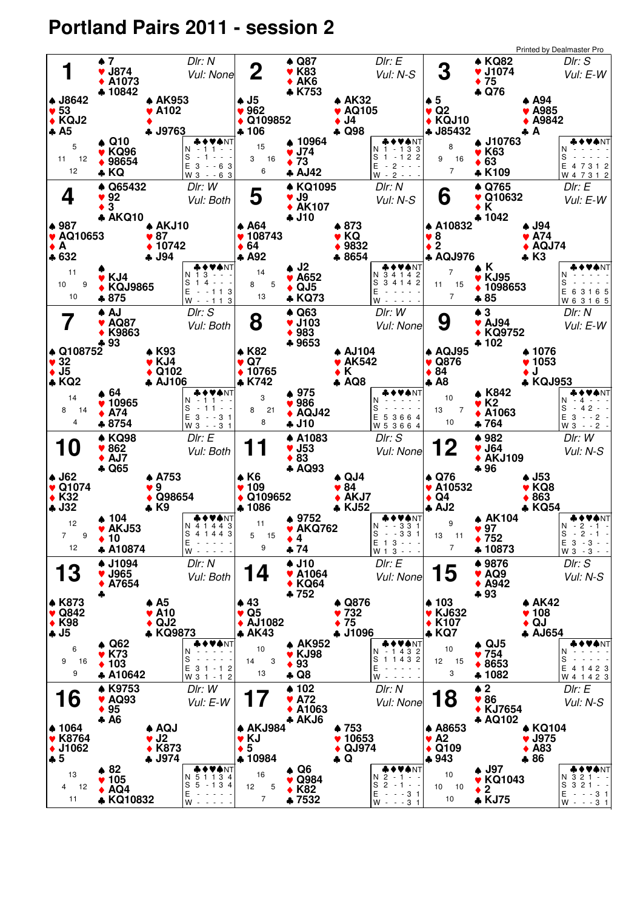# Portland Pairs 2011 - session 2

Printed by Dealmaster Pro

## Board 1

Dlr: N — Vul: None

- **North:** ♠ 7 ♥ J874 ♦ A1073 ♣ 10842
- **West:** ♠ J8642 ♥ 53 ♦ KQJ2 ♣ A5
- **East:** ♠ AK953 ♥ A102 ♦ — ♣ J9763
- **South:** ♠ Q10 ♥ KQ96 ♦ 98654 ♣ KQ

HCP: N 5, W 11, E 12, S 12

| | ♣ | ♦ | ♥ | ♠ | NT |
|---|---|---|---|---|---|
| N | - | 1 | 1 | - | - |
| S | - | 1 | - | - | - |
| E | 3 | - | - | 6 | 3 |
| W | 3 | - | - | 6 | 3 |

## Board 2

Dlr: E — Vul: N-S

- **North:** ♠ Q87 ♥ K83 ♦ AK6 ♣ K753
- **West:** ♠ J5 ♥ 962 ♦ Q109852 ♣ 106
- **East:** ♠ AK32 ♥ AQ105 ♦ J4 ♣ Q98
- **South:** ♠ 10964 ♥ J74 ♦ 73 ♣ AJ42

HCP: N 15, W 3, E 16, S 6

| | ♣ | ♦ | ♥ | ♠ | NT |
|---|---|---|---|---|---|
| N | 1 | - | 1 | 3 | 3 |
| S | 1 | - | 1 | 2 | 2 |
| E | - | 2 | - | - | - |
| W | - | 2 | - | - | - |

## Board 3

Dlr: S — Vul: E-W

- **North:** ♠ KQ82 ♥ J1074 ♦ 75 ♣ Q76
- **West:** ♠ 5 ♥ Q2 ♦ KQJ10 ♣ J85432
- **East:** ♠ A94 ♥ A985 ♦ A9842 ♣ A
- **South:** ♠ J10763 ♥ K63 ♦ 63 ♣ K109

HCP: N 8, W 9, E 16, S 7

| | ♣ | ♦ | ♥ | ♠ | NT |
|---|---|---|---|---|---|
| N | - | - | - | - | - |
| S | - | - | - | - | - |
| E | 4 | 7 | 3 | 1 | 2 |
| W | 4 | 7 | 3 | 1 | 2 |

## Board 4

Dlr: W — Vul: Both

- **North:** ♠ Q65432 ♥ 92 ♦ 3 ♣ AKQ10
- **West:** ♠ 987 ♥ AQ10653 ♦ A ♣ 632
- **East:** ♠ AKJ10 ♥ 87 ♦ 10742 ♣ J94
- **South:** ♠ — ♥ KJ4 ♦ KQJ9865 ♣ 875

HCP: N 11, W 10, E 9, S 10

| | ♣ | ♦ | ♥ | ♠ | NT |
|---|---|---|---|---|---|
| N | 1 | 3 | - | - | - |
| S | 1 | 4 | - | - | - |
| E | - | - | 1 | 1 | 3 |
| W | - | - | 1 | 1 | 3 |

## Board 5

Dlr: N — Vul: N-S

- **North:** ♠ KQ1095 ♥ J9 ♦ AK107 ♣ J10
- **West:** ♠ A64 ♥ 108743 ♦ 64 ♣ A92
- **East:** ♠ 873 ♥ KQ ♦ 9832 ♣ 8654
- **South:** ♠ J2 ♥ A652 ♦ QJ5 ♣ KQ73

HCP: N 14, W 8, E 5, S 13

| | ♣ | ♦ | ♥ | ♠ | NT |
|---|---|---|---|---|---|
| N | 3 | 4 | 1 | 4 | 2 |
| S | 3 | 4 | 1 | 4 | 2 |
| E | - | - | - | - | - |
| W | - | - | - | - | - |

## Board 6

Dlr: E — Vul: E-W

- **North:** ♠ Q765 ♥ Q10632 ♦ K ♣ 1042
- **West:** ♠ A10832 ♥ 8 ♦ 2 ♣ AQJ976
- **East:** ♠ J94 ♥ A74 ♦ AQJ74 ♣ K3
- **South:** ♠ K ♥ KJ95 ♦ 1098653 ♣ 85

HCP: N 7, W 11, E 15, S 7

| | ♣ | ♦ | ♥ | ♠ | NT |
|---|---|---|---|---|---|
| N | - | - | - | - | - |
| S | - | - | - | - | - |
| E | 6 | 3 | 1 | 6 | 5 |
| W | 6 | 3 | 1 | 6 | 5 |

## Board 7

Dlr: S — Vul: Both

- **North:** ♠ AJ ♥ AQ87 ♦ K9863 ♣ 93
- **West:** ♠ Q108752 ♥ 32 ♦ J5 ♣ KQ2
- **East:** ♠ K93 ♥ KJ4 ♦ Q102 ♣ AJ106
- **South:** ♠ 64 ♥ 10965 ♦ A74 ♣ 8754

HCP: N 14, W 8, E 14, S 4

| | ♣ | ♦ | ♥ | ♠ | NT |
|---|---|---|---|---|---|
| N | - | 1 | 1 | - | - |
| S | - | 1 | 1 | - | - |
| E | 3 | - | - | 3 | 1 |
| W | 3 | - | - | 3 | 1 |

## Board 8

Dlr: W — Vul: None

- **North:** ♠ Q63 ♥ J103 ♦ 983 ♣ 9653
- **West:** ♠ K82 ♥ Q7 ♦ 10765 ♣ K742
- **East:** ♠ AJ104 ♥ AK542 ♦ K ♣ AQ8
- **South:** ♠ 975 ♥ 986 ♦ AQJ42 ♣ J10

HCP: N 3, W 8, E 21, S 8

| | ♣ | ♦ | ♥ | ♠ | NT |
|---|---|---|---|---|---|
| N | - | - | - | - | - |
| S | - | - | - | - | - |
| E | 5 | 3 | 6 | 6 | 4 |
| W | 5 | 3 | 6 | 6 | 4 |

## Board 9

Dlr: N — Vul: E-W

- **North:** ♠ 3 ♥ AJ94 ♦ KQ9752 ♣ 102
- **West:** ♠ AQJ95 ♥ Q876 ♦ 84 ♣ A8
- **East:** ♠ 1076 ♥ 1053 ♦ J ♣ KQJ953
- **South:** ♠ K842 ♥ K2 ♦ A1063 ♣ 764

HCP: N 10, W 13, E 7, S 10

| | ♣ | ♦ | ♥ | ♠ | NT |
|---|---|---|---|---|---|
| N | - | 4 | - | - | - |
| S | - | 4 | 2 | - | - |
| E | 3 | - | - | 2 | - |
| W | 3 | - | - | 2 | - |

## Board 10

Dlr: E — Vul: Both

- **North:** ♠ KQ98 ♥ 862 ♦ AJ7 ♣ Q65
- **West:** ♠ J62 ♥ Q1074 ♦ K32 ♣ J32
- **East:** ♠ A753 ♥ 9 ♦ Q98654 ♣ K9
- **South:** ♠ 104 ♥ AKJ53 ♦ 10 ♣ A10874

HCP: N 12, W 7, E 9, S 12

| | ♣ | ♦ | ♥ | ♠ | NT |
|---|---|---|---|---|---|
| N | 4 | 1 | 4 | 4 | 3 |
| S | 4 | 1 | 4 | 4 | 3 |
| E | - | - | - | - | - |
| W | - | - | - | - | - |

## Board 11

Dlr: S — Vul: None

- **North:** ♠ A1083 ♥ J53 ♦ 83 ♣ AQ93
- **West:** ♠ K6 ♥ 109 ♦ Q109652 ♣ 1086
- **East:** ♠ QJ4 ♥ 84 ♦ AKJ7 ♣ KJ52
- **South:** ♠ 9752 ♥ AKQ762 ♦ 4 ♣ 74

HCP: N 11, W 5, E 15, S 9

| | ♣ | ♦ | ♥ | ♠ | NT |
|---|---|---|---|---|---|
| N | - | - | 3 | 3 | 1 |
| S | - | - | 3 | 3 | 1 |
| E | 1 | 3 | - | - | - |
| W | 1 | 3 | - | - | - |

## Board 12

Dlr: W — Vul: N-S

- **North:** ♠ 982 ♥ J64 ♦ AKJ109 ♣ 96
- **West:** ♠ Q76 ♥ A10532 ♦ Q4 ♣ AJ2
- **East:** ♠ J53 ♥ KQ8 ♦ 863 ♣ KQ54
- **South:** ♠ AK104 ♥ 97 ♦ 752 ♣ 10873

HCP: N 9, W 13, E 11, S 7

| | ♣ | ♦ | ♥ | ♠ | NT |
|---|---|---|---|---|---|
| N | - | 2 | - | 1 | - |
| S | - | 2 | - | 1 | - |
| E | 3 | - | 3 | - | - |
| W | 3 | - | 3 | - | - |

## Board 13

Dlr: N — Vul: Both

- **North:** ♠ J1094 ♥ J965 ♦ A7654 ♣ —
- **West:** ♠ K873 ♥ Q842 ♦ K98 ♣ J5
- **East:** ♠ A5 ♥ A10 ♦ QJ2 ♣ KQ9873
- **South:** ♠ Q62 ♥ K73 ♦ 103 ♣ A10642

HCP: N 6, W 9, E 16, S 9

| | ♣ | ♦ | ♥ | ♠ | NT |
|---|---|---|---|---|---|
| N | - | - | - | - | - |
| S | - | - | - | - | - |
| E | 3 | 1 | - | 1 | 2 |
| W | 3 | 1 | - | 1 | 2 |

## Board 14

Dlr: E — Vul: None

- **North:** ♠ J10 ♥ A1064 ♦ KQ64 ♣ 752
- **West:** ♠ 43 ♥ Q5 ♦ AJ1082 ♣ AK43
- **East:** ♠ Q876 ♥ 732 ♦ 75 ♣ J1096
- **South:** ♠ AK952 ♥ KJ98 ♦ 93 ♣ Q8

HCP: N 10, W 14, E 3, S 13

| | ♣ | ♦ | ♥ | ♠ | NT |
|---|---|---|---|---|---|
| N | - | 1 | 4 | 3 | 2 |
| S | 1 | 1 | 4 | 3 | 2 |
| E | - | - | - | - | - |
| W | - | - | - | - | - |

## Board 15

Dlr: S — Vul: N-S

- **North:** ♠ 9876 ♥ AQ9 ♦ A942 ♣ 93
- **West:** ♠ 103 ♥ KJ632 ♦ K107 ♣ KQ7
- **East:** ♠ AK42 ♥ 108 ♦ QJ ♣ AJ654
- **South:** ♠ QJ5 ♥ 754 ♦ 8653 ♣ 1082

HCP: N 10, W 12, E 15, S 3

| | ♣ | ♦ | ♥ | ♠ | NT |
|---|---|---|---|---|---|
| N | - | - | - | - | - |
| S | - | - | - | - | - |
| E | 4 | 1 | 4 | 2 | 3 |
| W | 4 | 1 | 4 | 2 | 3 |

## Board 16

Dlr: W — Vul: E-W

- **North:** ♠ K9753 ♥ AQ93 ♦ 95 ♣ A6
- **West:** ♠ 1064 ♥ K8764 ♦ J1062 ♣ 5
- **East:** ♠ AQJ ♥ J2 ♦ K873 ♣ J974
- **South:** ♠ 82 ♥ 105 ♦ AQ4 ♣ KQ10832

HCP: N 13, W 4, E 12, S 11

| | ♣ | ♦ | ♥ | ♠ | NT |
|---|---|---|---|---|---|
| N | 5 | 1 | 1 | 3 | 4 |
| S | 5 | - | 1 | 3 | 4 |
| E | - | - | - | - | - |
| W | - | - | - | - | - |

## Board 17

Dlr: N — Vul: None

- **North:** ♠ 102 ♥ A72 ♦ A1063 ♣ AKJ6
- **West:** ♠ AKJ984 ♥ KJ ♦ 5 ♣ 10984
- **East:** ♠ 753 ♥ 10653 ♦ QJ974 ♣ Q
- **South:** ♠ Q6 ♥ Q984 ♦ K82 ♣ 7532

HCP: N 16, W 12, E 5, S 7

| | ♣ | ♦ | ♥ | ♠ | NT |
|---|---|---|---|---|---|
| N | 2 | - | 1 | - | - |
| S | 2 | - | 1 | - | - |
| E | - | - | - | 3 | 1 |
| W | - | - | - | 3 | 1 |

## Board 18

Dlr: E — Vul: N-S

- **North:** ♠ 2 ♥ 86 ♦ KJ7654 ♣ AQ102
- **West:** ♠ A8653 ♥ A2 ♦ Q109 ♣ 943
- **East:** ♠ KQ104 ♥ J975 ♦ A83 ♣ 86
- **South:** ♠ J97 ♥ KQ1043 ♦ 2 ♣ KJ75

HCP: N 10, W 10, E 10, S 10

| | ♣ | ♦ | ♥ | ♠ | NT |
|---|---|---|---|---|---|
| N | 3 | 2 | 1 | - | - |
| S | 3 | 2 | 1 | - | - |
| E | - | - | - | 3 | 1 |
| W | - | - | - | 3 | 1 |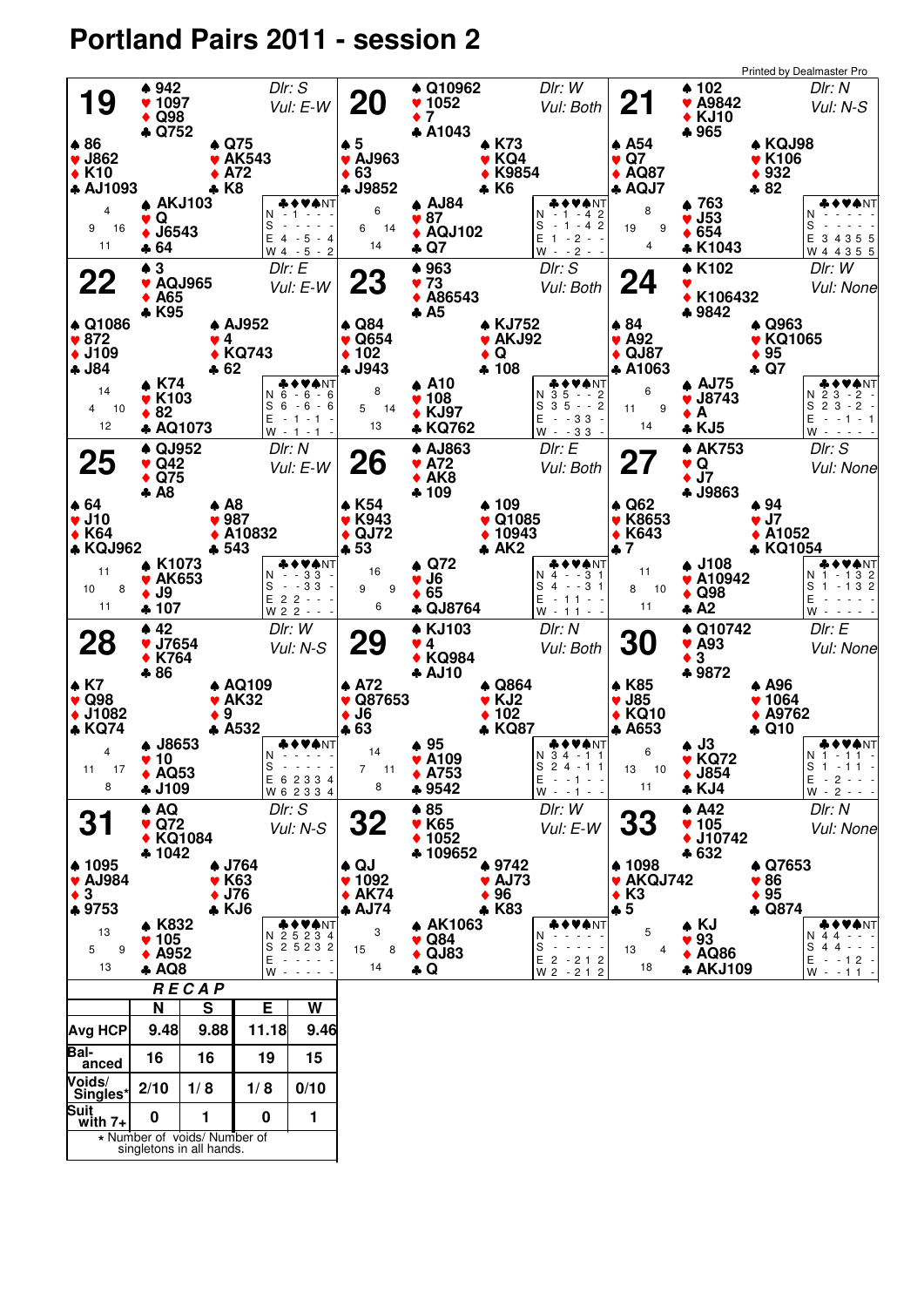# Portland Pairs 2011 - session 2

Printed by Dealmaster Pro

## Board 19

Dlr: S — Vul: E-W

North: ♠ 942 ♥ 1097 ♦ Q98 ♣ Q752

West: ♠ 86 ♥ J862 ♦ K10 ♣ AJ1093

East: ♠ Q75 ♥ AK543 ♦ A72 ♣ K8

South: ♠ AKJ103 ♥ Q ♦ J6543 ♣ 64

HCP: N 4, W 9, E 16, S 11

| | ♣ | ♦ | ♥ | ♠ | NT |
|---|---|---|---|---|---|
| N | - | 1 | - | - | - |
| S | - | - | - | - | - |
| E | 4 | - | 5 | - | 4 |
| W | 4 | - | 5 | - | 2 |

## Board 20

Dlr: W — Vul: Both

North: ♠ Q10962 ♥ 1052 ♦ 7 ♣ A1043

West: ♠ 5 ♥ AJ963 ♦ 63 ♣ J9852

East: ♠ K73 ♥ KQ4 ♦ K9854 ♣ K6

South: ♠ AJ84 ♥ 87 ♦ AQJ102 ♣ Q7

HCP: N 6, W 6, E 14, S 14

| | ♣ | ♦ | ♥ | ♠ | NT |
|---|---|---|---|---|---|
| N | - | 1 | - | 4 | 2 |
| S | - | 1 | - | 4 | 2 |
| E | 1 | - | 2 | - | - |
| W | - | - | 2 | - | - |

## Board 21

Dlr: N — Vul: N-S

North: ♠ 102 ♥ A9842 ♦ KJ10 ♣ 965

West: ♠ A54 ♥ Q7 ♦ AQ87 ♣ AQJ7

East: ♠ KQJ98 ♥ K106 ♦ 932 ♣ 82

South: ♠ 763 ♥ J53 ♦ 654 ♣ K1043

HCP: N 8, W 19, E 9, S 4

| | ♣ | ♦ | ♥ | ♠ | NT |
|---|---|---|---|---|---|
| N | - | - | - | - | - |
| S | - | - | - | - | - |
| E | 3 | 4 | 3 | 5 | 5 |
| W | 4 | 4 | 3 | 5 | 5 |

## Board 22

Dlr: E — Vul: E-W

North: ♠ 3 ♥ AQJ965 ♦ A65 ♣ K95

West: ♠ Q1086 ♥ 872 ♦ J109 ♣ J84

East: ♠ AJ952 ♥ 4 ♦ KQ743 ♣ 62

South: ♠ K74 ♥ K103 ♦ 82 ♣ AQ1073

HCP: N 14, W 4, E 10, S 12

| | ♣ | ♦ | ♥ | ♠ | NT |
|---|---|---|---|---|---|
| N | 6 | - | 6 | - | 6 |
| S | 6 | - | 6 | - | 6 |
| E | - | 1 | - | 1 | - |
| W | - | 1 | - | 1 | - |

## Board 23

Dlr: S — Vul: Both

North: ♠ 963 ♥ 73 ♦ A86543 ♣ A5

West: ♠ Q84 ♥ Q654 ♦ 102 ♣ J943

East: ♠ KJ752 ♥ AKJ92 ♦ Q ♣ 108

South: ♠ A10 ♥ 108 ♦ KJ97 ♣ KQ762

HCP: N 8, W 5, E 14, S 13

| | ♣ | ♦ | ♥ | ♠ | NT |
|---|---|---|---|---|---|
| N | 3 | 5 | - | - | 2 |
| S | 3 | 5 | - | - | 2 |
| E | - | - | 3 | 3 | - |
| W | - | - | 3 | 3 | - |

## Board 24

Dlr: W — Vul: None

North: ♠ K102 ♥ — ♦ K106432 ♣ 9842

West: ♠ 84 ♥ A92 ♦ QJ87 ♣ A1063

East: ♠ Q963 ♥ KQ1065 ♦ 95 ♣ Q7

South: ♠ AJ75 ♥ J8743 ♦ A ♣ KJ5

HCP: N 6, W 11, E 9, S 14

| | ♣ | ♦ | ♥ | ♠ | NT |
|---|---|---|---|---|---|
| N | 2 | 3 | - | 2 | - |
| S | 2 | 3 | - | 2 | - |
| E | - | - | 1 | - | 1 |
| W | - | - | - | - | - |

## Board 25

Dlr: N — Vul: E-W

North: ♠ QJ952 ♥ Q42 ♦ Q75 ♣ A8

West: ♠ 64 ♥ J10 ♦ K64 ♣ KQJ962

East: ♠ A8 ♥ 987 ♦ A10832 ♣ 543

South: ♠ K1073 ♥ AK653 ♦ J9 ♣ 107

HCP: N 11, W 10, E 8, S 11

| | ♣ | ♦ | ♥ | ♠ | NT |
|---|---|---|---|---|---|
| N | - | - | 3 | 3 | - |
| S | - | - | 3 | 3 | - |
| E | 2 | 2 | - | - | - |
| W | 2 | 2 | - | - | - |

## Board 26

Dlr: E — Vul: Both

North: ♠ AJ863 ♥ A72 ♦ AK8 ♣ 109

West: ♠ K54 ♥ K943 ♦ QJ72 ♣ 53

East: ♠ 109 ♥ Q1085 ♦ 10943 ♣ AK2

South: ♠ Q72 ♥ J6 ♦ 65 ♣ QJ8764

HCP: N 16, W 9, E 9, S 6

| | ♣ | ♦ | ♥ | ♠ | NT |
|---|---|---|---|---|---|
| N | 4 | - | - | 3 | 1 |
| S | 4 | - | - | 3 | 1 |
| E | - | 1 | 1 | - | - |
| W | - | 1 | 1 | - | - |

## Board 27

Dlr: S — Vul: None

North: ♠ AK753 ♥ Q ♦ J7 ♣ J9863

West: ♠ Q62 ♥ K8653 ♦ K643 ♣ 7

East: ♠ 94 ♥ J7 ♦ A1052 ♣ KQ1054

South: ♠ J108 ♥ A10942 ♦ Q98 ♣ A2

HCP: N 11, W 8, E 10, S 11

| | ♣ | ♦ | ♥ | ♠ | NT |
|---|---|---|---|---|---|
| N | 1 | - | 1 | 3 | 2 |
| S | 1 | - | 1 | 3 | 2 |
| E | - | - | - | - | - |
| W | - | - | - | - | - |

## Board 28

Dlr: W — Vul: N-S

North: ♠ 42 ♥ J7654 ♦ K764 ♣ 86

West: ♠ K7 ♥ Q98 ♦ J1082 ♣ KQ74

East: ♠ AQ109 ♥ AK32 ♦ 9 ♣ A532

South: ♠ J8653 ♥ 10 ♦ AQ53 ♣ J109

HCP: N 4, W 11, E 17, S 8

| | ♣ | ♦ | ♥ | ♠ | NT |
|---|---|---|---|---|---|
| N | - | - | - | - | - |
| S | - | - | - | - | - |
| E | 6 | 2 | 3 | 3 | 4 |
| W | 6 | 2 | 3 | 3 | 4 |

## Board 29

Dlr: N — Vul: Both

North: ♠ KJ103 ♥ 4 ♦ KQ984 ♣ AJ10

West: ♠ A72 ♥ Q87653 ♦ J6 ♣ 63

East: ♠ Q864 ♥ KJ2 ♦ 102 ♣ KQ87

South: ♠ 95 ♥ A109 ♦ A753 ♣ 9542

HCP: N 14, W 7, E 11, S 8

| | ♣ | ♦ | ♥ | ♠ | NT |
|---|---|---|---|---|---|
| N | 3 | 4 | - | 1 | 1 |
| S | 2 | 4 | - | 1 | 1 |
| E | - | - | 1 | - | - |
| W | - | - | 1 | - | - |

## Board 30

Dlr: E — Vul: None

North: ♠ Q10742 ♥ A93 ♦ 3 ♣ 9872

West: ♠ K85 ♥ J85 ♦ KQ10 ♣ A653

East: ♠ A96 ♥ 1064 ♦ A9762 ♣ Q10

South: ♠ J3 ♥ KQ72 ♦ J854 ♣ KJ4

HCP: N 6, W 13, E 10, S 11

| | ♣ | ♦ | ♥ | ♠ | NT |
|---|---|---|---|---|---|
| N | 1 | - | 1 | 1 | - |
| S | 1 | - | 1 | 1 | - |
| E | - | 2 | - | - | - |
| W | - | 2 | - | - | - |

## Board 31

Dlr: S — Vul: N-S

North: ♠ AQ ♥ Q72 ♦ KQ1084 ♣ 1042

West: ♠ 1095 ♥ AJ984 ♦ 3 ♣ 9753

East: ♠ J764 ♥ K63 ♦ J76 ♣ KJ6

South: ♠ K832 ♥ 105 ♦ A952 ♣ AQ8

HCP: N 13, W 5, E 9, S 13

| | ♣ | ♦ | ♥ | ♠ | NT |
|---|---|---|---|---|---|
| N | 2 | 5 | 2 | 3 | 4 |
| S | 2 | 5 | 2 | 3 | 2 |
| E | - | - | - | - | - |
| W | - | - | - | - | - |

## Board 32

Dlr: W — Vul: E-W

North: ♠ 85 ♥ K65 ♦ 1052 ♣ 109652

West: ♠ QJ ♥ 1092 ♦ AK74 ♣ AJ74

East: ♠ 9742 ♥ AJ73 ♦ 96 ♣ K83

South: ♠ AK1063 ♥ Q84 ♦ QJ83 ♣ Q

HCP: N 3, W 15, E 8, S 14

| | ♣ | ♦ | ♥ | ♠ | NT |
|---|---|---|---|---|---|
| N | - | - | - | - | - |
| S | - | - | - | - | - |
| E | 2 | - | 2 | 1 | 2 |
| W | 2 | - | 2 | 1 | 2 |

## Board 33

Dlr: N — Vul: None

North: ♠ A42 ♥ 105 ♦ J10742 ♣ 632

West: ♠ 1098 ♥ AKQJ742 ♦ K3 ♣ 5

East: ♠ Q7653 ♥ 86 ♦ 95 ♣ Q874

South: ♠ KJ ♥ 93 ♦ AQ86 ♣ AKJ109

HCP: N 5, W 13, E 4, S 18

| | ♣ | ♦ | ♥ | ♠ | NT |
|---|---|---|---|---|---|
| N | 4 | 4 | - | - | - |
| S | 4 | 4 | - | - | - |
| E | - | - | 1 | 2 | - |
| W | - | - | 1 | 1 | - |

## RECAP

| | N | S | E | W |
|---|---|---|---|---|
| Avg HCP | 9.48 | 9.88 | 11.18 | 9.46 |
| Balanced | 16 | 16 | 19 | 15 |
| Voids/ Singles* | 2/10 | 1/ 8 | 1/ 8 | 0/10 |
| Suit with 7+ | 0 | 1 | 0 | 1 |

* Number of voids/ Number of singletons in all hands.